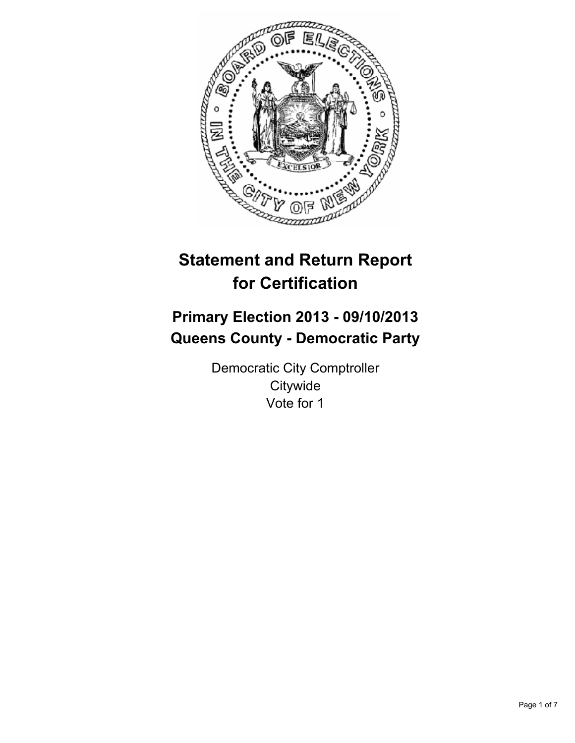# Statement and Return Report for Certification

## Primary Election 2013 - 09/10/2013
## Queens County - Democratic Party

Democratic City Comptroller
Citywide
Vote for 1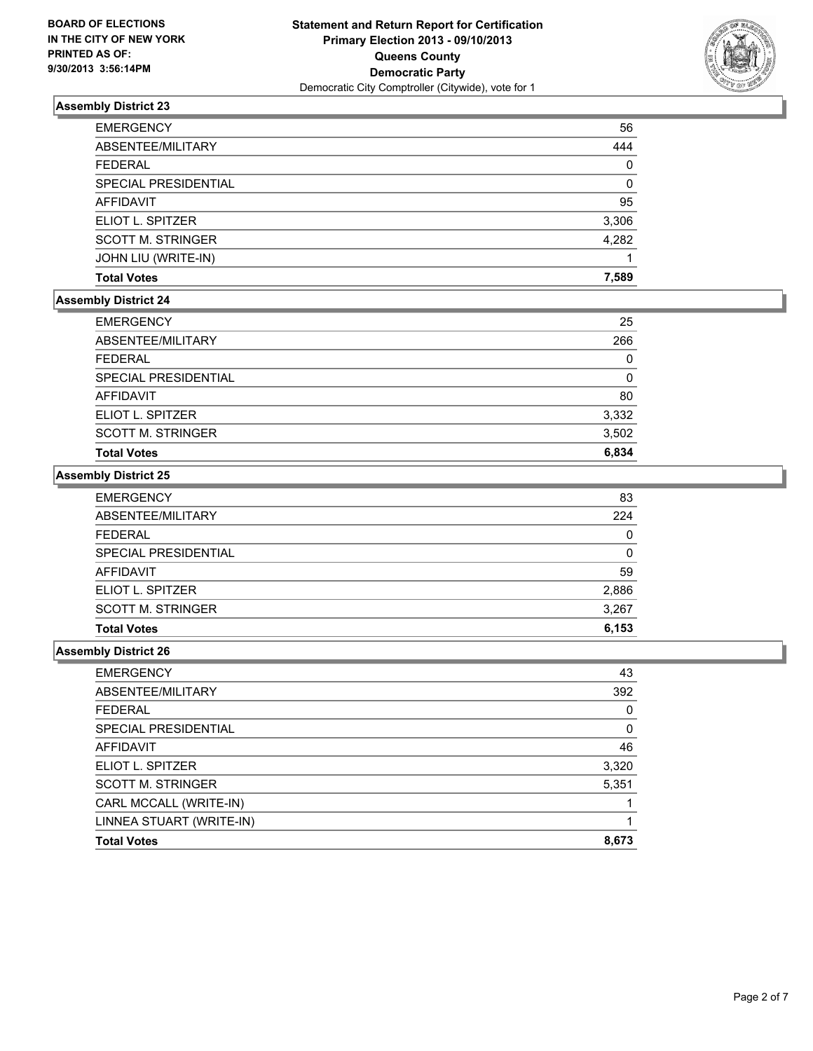**BOARD OF ELECTIONS IN THE CITY OF NEW YORK PRINTED AS OF: 9/30/2013 3:56:14PM**

**Statement and Return Report for Certification**
**Primary Election 2013 - 09/10/2013**
**Queens County**
**Democratic Party**
Democratic City Comptroller (Citywide), vote for 1

### Assembly District 23

| | |
|---|---|
| EMERGENCY | 56 |
| ABSENTEE/MILITARY | 444 |
| FEDERAL | 0 |
| SPECIAL PRESIDENTIAL | 0 |
| AFFIDAVIT | 95 |
| ELIOT L. SPITZER | 3,306 |
| SCOTT M. STRINGER | 4,282 |
| JOHN LIU (WRITE-IN) | 1 |
| **Total Votes** | **7,589** |

### Assembly District 24

| | |
|---|---|
| EMERGENCY | 25 |
| ABSENTEE/MILITARY | 266 |
| FEDERAL | 0 |
| SPECIAL PRESIDENTIAL | 0 |
| AFFIDAVIT | 80 |
| ELIOT L. SPITZER | 3,332 |
| SCOTT M. STRINGER | 3,502 |
| **Total Votes** | **6,834** |

### Assembly District 25

| | |
|---|---|
| EMERGENCY | 83 |
| ABSENTEE/MILITARY | 224 |
| FEDERAL | 0 |
| SPECIAL PRESIDENTIAL | 0 |
| AFFIDAVIT | 59 |
| ELIOT L. SPITZER | 2,886 |
| SCOTT M. STRINGER | 3,267 |
| **Total Votes** | **6,153** |

### Assembly District 26

| | |
|---|---|
| EMERGENCY | 43 |
| ABSENTEE/MILITARY | 392 |
| FEDERAL | 0 |
| SPECIAL PRESIDENTIAL | 0 |
| AFFIDAVIT | 46 |
| ELIOT L. SPITZER | 3,320 |
| SCOTT M. STRINGER | 5,351 |
| CARL MCCALL (WRITE-IN) | 1 |
| LINNEA STUART (WRITE-IN) | 1 |
| **Total Votes** | **8,673** |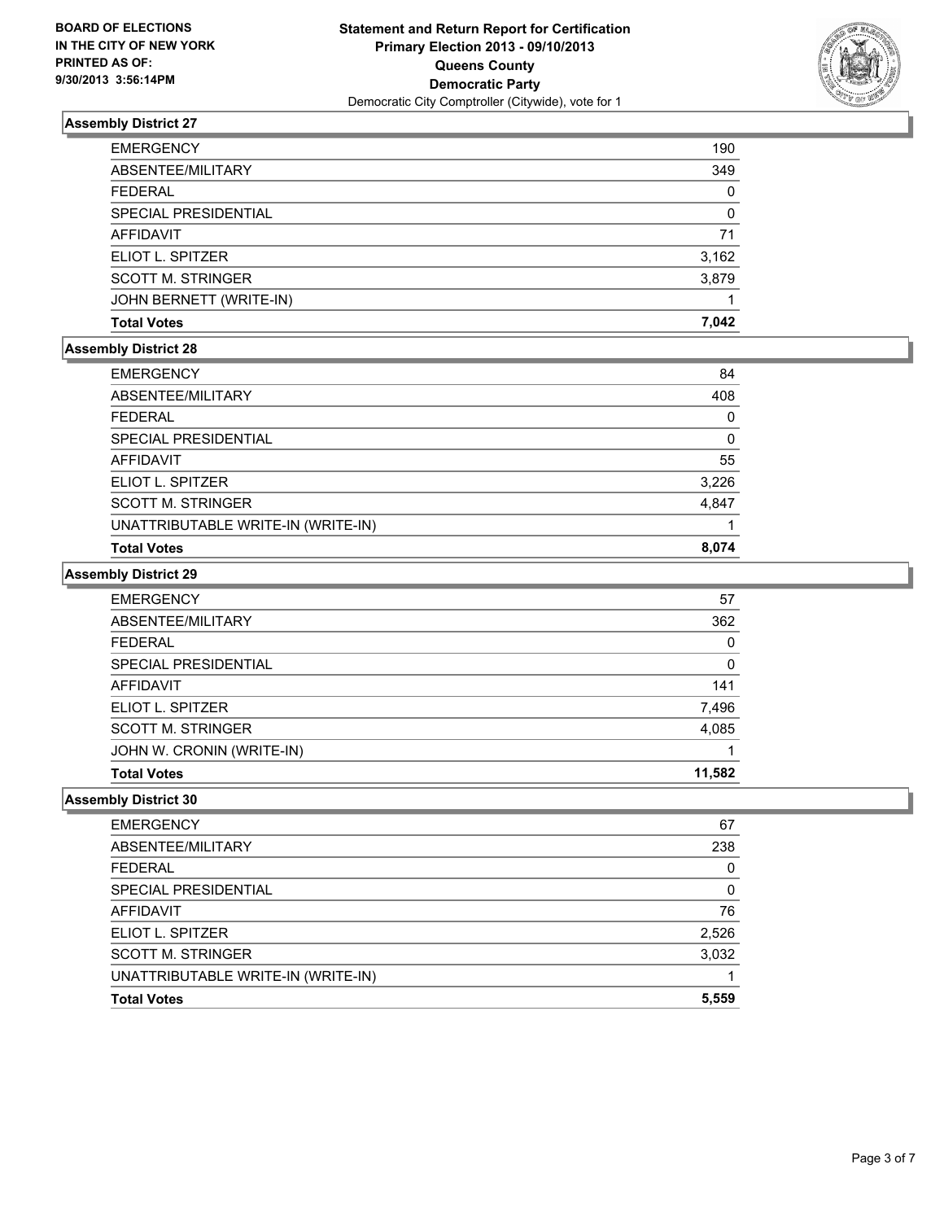**BOARD OF ELECTIONS IN THE CITY OF NEW YORK PRINTED AS OF: 9/30/2013 3:56:14PM**

# Statement and Return Report for Certification
## Primary Election 2013 - 09/10/2013
## Queens County
## Democratic Party
Democratic City Comptroller (Citywide), vote for 1

### Assembly District 27

| | |
|---|---|
| EMERGENCY | 190 |
| ABSENTEE/MILITARY | 349 |
| FEDERAL | 0 |
| SPECIAL PRESIDENTIAL | 0 |
| AFFIDAVIT | 71 |
| ELIOT L. SPITZER | 3,162 |
| SCOTT M. STRINGER | 3,879 |
| JOHN BERNETT (WRITE-IN) | 1 |
| **Total Votes** | **7,042** |

### Assembly District 28

| | |
|---|---|
| EMERGENCY | 84 |
| ABSENTEE/MILITARY | 408 |
| FEDERAL | 0 |
| SPECIAL PRESIDENTIAL | 0 |
| AFFIDAVIT | 55 |
| ELIOT L. SPITZER | 3,226 |
| SCOTT M. STRINGER | 4,847 |
| UNATTRIBUTABLE WRITE-IN (WRITE-IN) | 1 |
| **Total Votes** | **8,074** |

### Assembly District 29

| | |
|---|---|
| EMERGENCY | 57 |
| ABSENTEE/MILITARY | 362 |
| FEDERAL | 0 |
| SPECIAL PRESIDENTIAL | 0 |
| AFFIDAVIT | 141 |
| ELIOT L. SPITZER | 7,496 |
| SCOTT M. STRINGER | 4,085 |
| JOHN W. CRONIN (WRITE-IN) | 1 |
| **Total Votes** | **11,582** |

### Assembly District 30

| | |
|---|---|
| EMERGENCY | 67 |
| ABSENTEE/MILITARY | 238 |
| FEDERAL | 0 |
| SPECIAL PRESIDENTIAL | 0 |
| AFFIDAVIT | 76 |
| ELIOT L. SPITZER | 2,526 |
| SCOTT M. STRINGER | 3,032 |
| UNATTRIBUTABLE WRITE-IN (WRITE-IN) | 1 |
| **Total Votes** | **5,559** |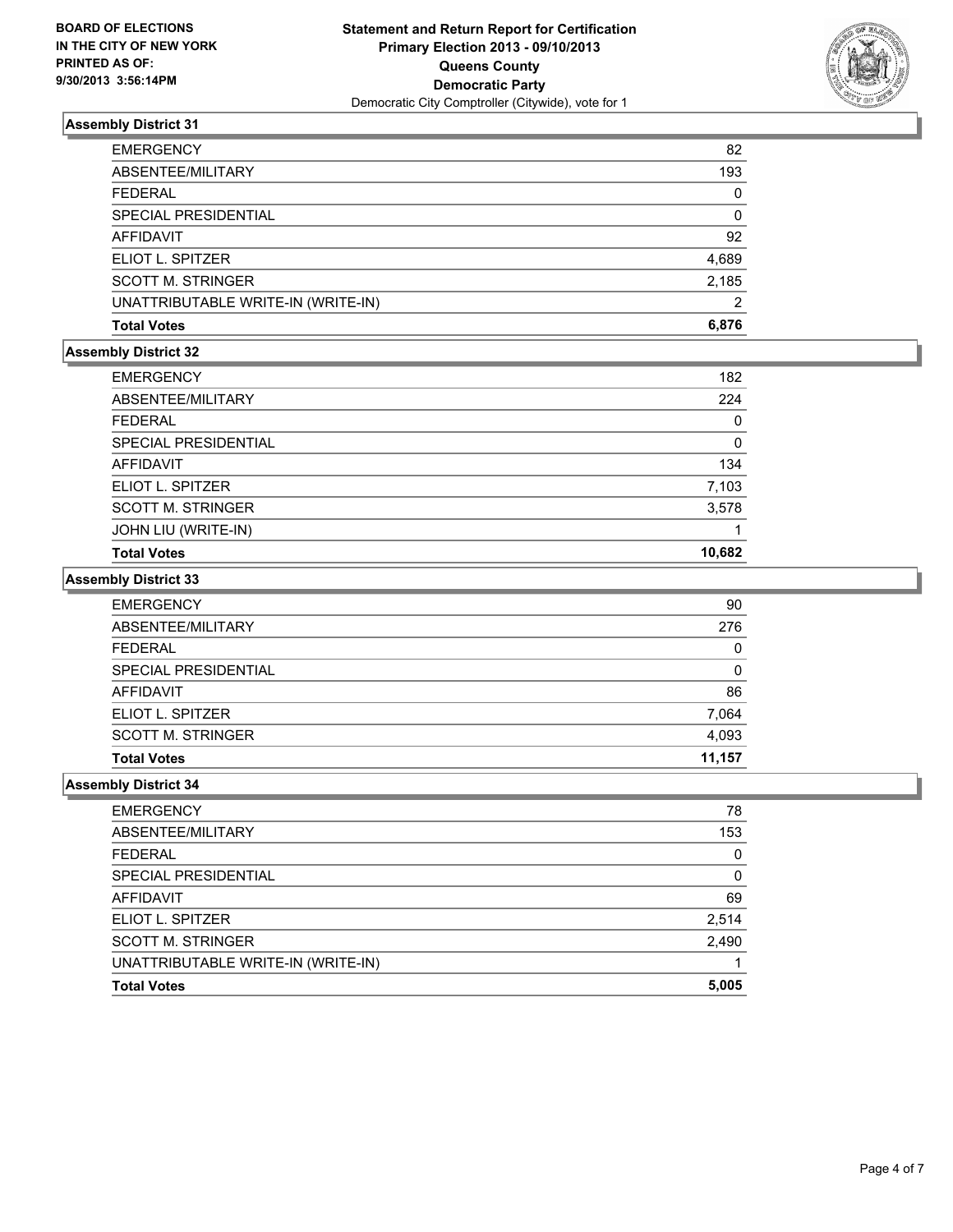**BOARD OF ELECTIONS IN THE CITY OF NEW YORK PRINTED AS OF: 9/30/2013 3:56:14PM**

**Statement and Return Report for Certification Primary Election 2013 - 09/10/2013 Queens County Democratic Party**
Democratic City Comptroller (Citywide), vote for 1

### Assembly District 31

| | |
|---|---|
| EMERGENCY | 82 |
| ABSENTEE/MILITARY | 193 |
| FEDERAL | 0 |
| SPECIAL PRESIDENTIAL | 0 |
| AFFIDAVIT | 92 |
| ELIOT L. SPITZER | 4,689 |
| SCOTT M. STRINGER | 2,185 |
| UNATTRIBUTABLE WRITE-IN (WRITE-IN) | 2 |
| **Total Votes** | **6,876** |

### Assembly District 32

| | |
|---|---|
| EMERGENCY | 182 |
| ABSENTEE/MILITARY | 224 |
| FEDERAL | 0 |
| SPECIAL PRESIDENTIAL | 0 |
| AFFIDAVIT | 134 |
| ELIOT L. SPITZER | 7,103 |
| SCOTT M. STRINGER | 3,578 |
| JOHN LIU (WRITE-IN) | 1 |
| **Total Votes** | **10,682** |

### Assembly District 33

| | |
|---|---|
| EMERGENCY | 90 |
| ABSENTEE/MILITARY | 276 |
| FEDERAL | 0 |
| SPECIAL PRESIDENTIAL | 0 |
| AFFIDAVIT | 86 |
| ELIOT L. SPITZER | 7,064 |
| SCOTT M. STRINGER | 4,093 |
| **Total Votes** | **11,157** |

### Assembly District 34

| | |
|---|---|
| EMERGENCY | 78 |
| ABSENTEE/MILITARY | 153 |
| FEDERAL | 0 |
| SPECIAL PRESIDENTIAL | 0 |
| AFFIDAVIT | 69 |
| ELIOT L. SPITZER | 2,514 |
| SCOTT M. STRINGER | 2,490 |
| UNATTRIBUTABLE WRITE-IN (WRITE-IN) | 1 |
| **Total Votes** | **5,005** |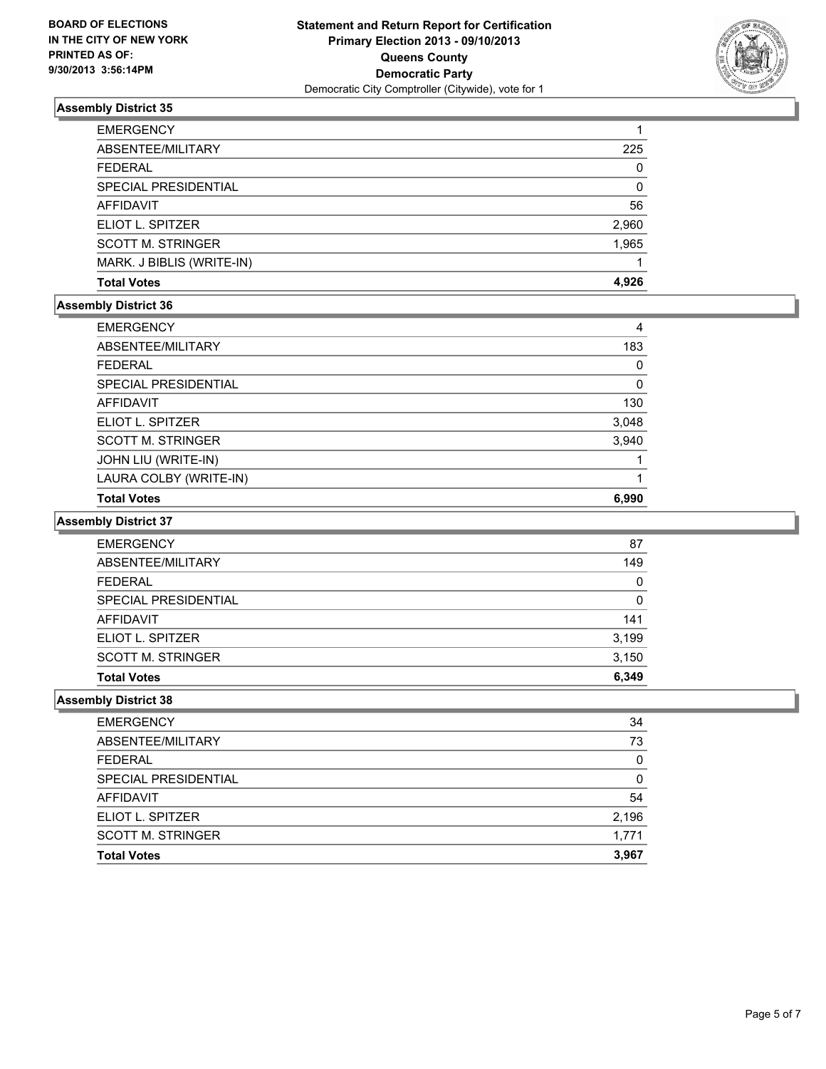**BOARD OF ELECTIONS IN THE CITY OF NEW YORK PRINTED AS OF: 9/30/2013 3:56:14PM**

**Statement and Return Report for Certification**
**Primary Election 2013 - 09/10/2013**
**Queens County**
**Democratic Party**
Democratic City Comptroller (Citywide), vote for 1

### Assembly District 35

| | |
|---|---|
| EMERGENCY | 1 |
| ABSENTEE/MILITARY | 225 |
| FEDERAL | 0 |
| SPECIAL PRESIDENTIAL | 0 |
| AFFIDAVIT | 56 |
| ELIOT L. SPITZER | 2,960 |
| SCOTT M. STRINGER | 1,965 |
| MARK. J BIBLIS (WRITE-IN) | 1 |
| **Total Votes** | **4,926** |

### Assembly District 36

| | |
|---|---|
| EMERGENCY | 4 |
| ABSENTEE/MILITARY | 183 |
| FEDERAL | 0 |
| SPECIAL PRESIDENTIAL | 0 |
| AFFIDAVIT | 130 |
| ELIOT L. SPITZER | 3,048 |
| SCOTT M. STRINGER | 3,940 |
| JOHN LIU (WRITE-IN) | 1 |
| LAURA COLBY (WRITE-IN) | 1 |
| **Total Votes** | **6,990** |

### Assembly District 37

| | |
|---|---|
| EMERGENCY | 87 |
| ABSENTEE/MILITARY | 149 |
| FEDERAL | 0 |
| SPECIAL PRESIDENTIAL | 0 |
| AFFIDAVIT | 141 |
| ELIOT L. SPITZER | 3,199 |
| SCOTT M. STRINGER | 3,150 |
| **Total Votes** | **6,349** |

### Assembly District 38

| | |
|---|---|
| EMERGENCY | 34 |
| ABSENTEE/MILITARY | 73 |
| FEDERAL | 0 |
| SPECIAL PRESIDENTIAL | 0 |
| AFFIDAVIT | 54 |
| ELIOT L. SPITZER | 2,196 |
| SCOTT M. STRINGER | 1,771 |
| **Total Votes** | **3,967** |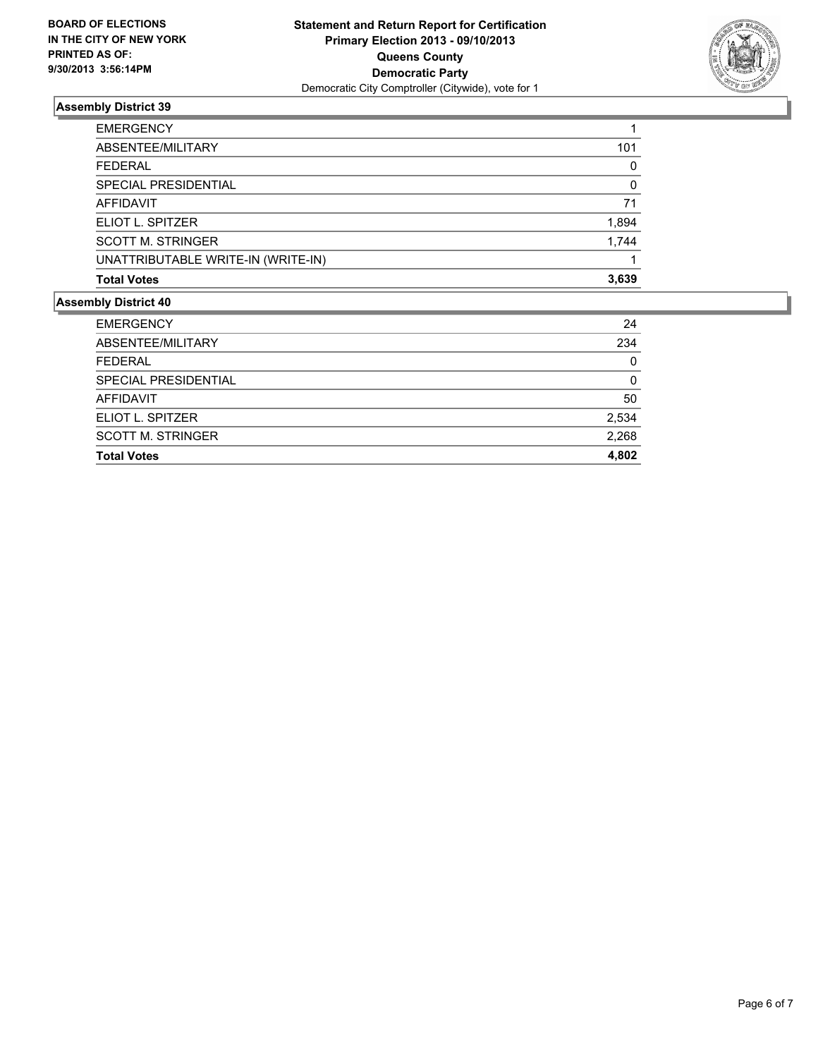BOARD OF ELECTIONS
IN THE CITY OF NEW YORK
PRINTED AS OF:
9/30/2013 3:56:14PM

**Statement and Return Report for Certification**
**Primary Election 2013 - 09/10/2013**
**Queens County**
**Democratic Party**
Democratic City Comptroller (Citywide), vote for 1

### Assembly District 39

| | |
|---|---|
| EMERGENCY | 1 |
| ABSENTEE/MILITARY | 101 |
| FEDERAL | 0 |
| SPECIAL PRESIDENTIAL | 0 |
| AFFIDAVIT | 71 |
| ELIOT L. SPITZER | 1,894 |
| SCOTT M. STRINGER | 1,744 |
| UNATTRIBUTABLE WRITE-IN (WRITE-IN) | 1 |
| **Total Votes** | **3,639** |

### Assembly District 40

| | |
|---|---|
| EMERGENCY | 24 |
| ABSENTEE/MILITARY | 234 |
| FEDERAL | 0 |
| SPECIAL PRESIDENTIAL | 0 |
| AFFIDAVIT | 50 |
| ELIOT L. SPITZER | 2,534 |
| SCOTT M. STRINGER | 2,268 |
| **Total Votes** | **4,802** |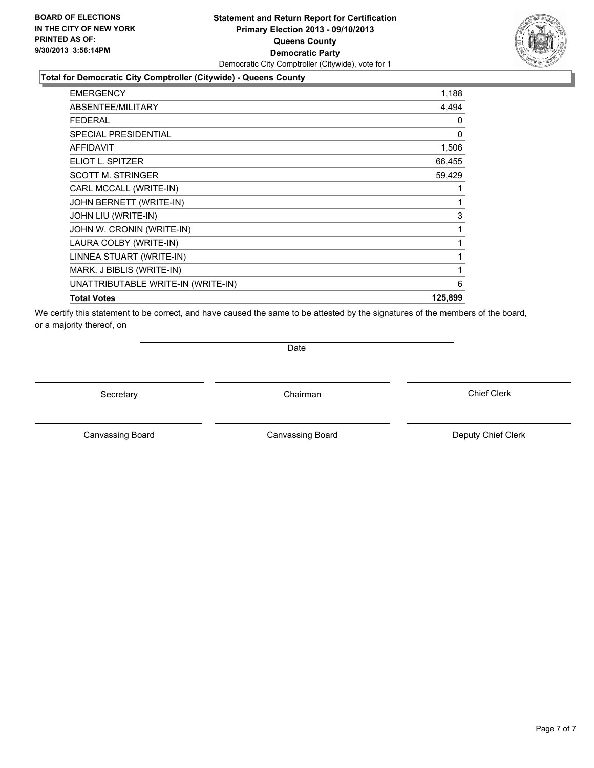**BOARD OF ELECTIONS IN THE CITY OF NEW YORK PRINTED AS OF: 9/30/2013 3:56:14PM**

# Statement and Return Report for Certification Primary Election 2013 - 09/10/2013 Queens County Democratic Party

Democratic City Comptroller (Citywide), vote for 1

## Total for Democratic City Comptroller (Citywide) - Queens County

| | |
|---|---|
| EMERGENCY | 1,188 |
| ABSENTEE/MILITARY | 4,494 |
| FEDERAL | 0 |
| SPECIAL PRESIDENTIAL | 0 |
| AFFIDAVIT | 1,506 |
| ELIOT L. SPITZER | 66,455 |
| SCOTT M. STRINGER | 59,429 |
| CARL MCCALL (WRITE-IN) | 1 |
| JOHN BERNETT (WRITE-IN) | 1 |
| JOHN LIU (WRITE-IN) | 3 |
| JOHN W. CRONIN (WRITE-IN) | 1 |
| LAURA COLBY (WRITE-IN) | 1 |
| LINNEA STUART (WRITE-IN) | 1 |
| MARK. J BIBLIS (WRITE-IN) | 1 |
| UNATTRIBUTABLE WRITE-IN (WRITE-IN) | 6 |
| **Total Votes** | **125,899** |

We certify this statement to be correct, and have caused the same to be attested by the signatures of the members of the board, or a majority thereof, on

Date

Secretary | Chairman | Chief Clerk

Canvassing Board | Canvassing Board | Deputy Chief Clerk